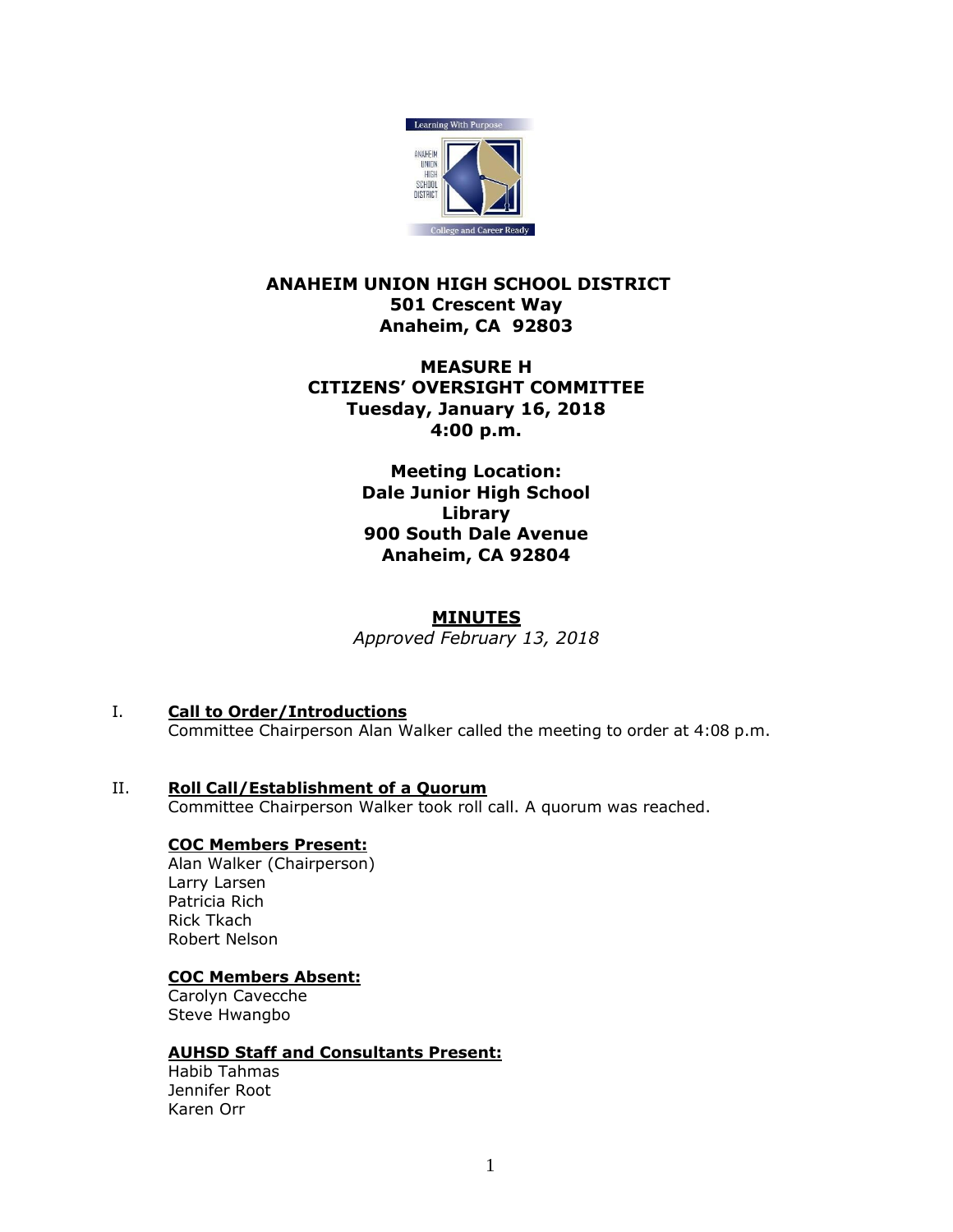# ANAHEIM UNION HIGH SCHOOL DISTRICT
**501 Crescent Way**
**Anaheim, CA 92803**

## MEASURE H
## CITIZENS' OVERSIGHT COMMITTEE
**Tuesday, January 16, 2018**
**4:00 p.m.**

**Meeting Location:**
**Dale Junior High School**
**Library**
**900 South Dale Avenue**
**Anaheim, CA 92804**

## MINUTES
*Approved February 13, 2018*

I. **Call to Order/Introductions**
Committee Chairperson Alan Walker called the meeting to order at 4:08 p.m.

II. **Roll Call/Establishment of a Quorum**
Committee Chairperson Walker took roll call. A quorum was reached.

**COC Members Present:**
Alan Walker (Chairperson)
Larry Larsen
Patricia Rich
Rick Tkach
Robert Nelson

**COC Members Absent:**
Carolyn Cavecche
Steve Hwangbo

**AUHSD Staff and Consultants Present:**
Habib Tahmas
Jennifer Root
Karen Orr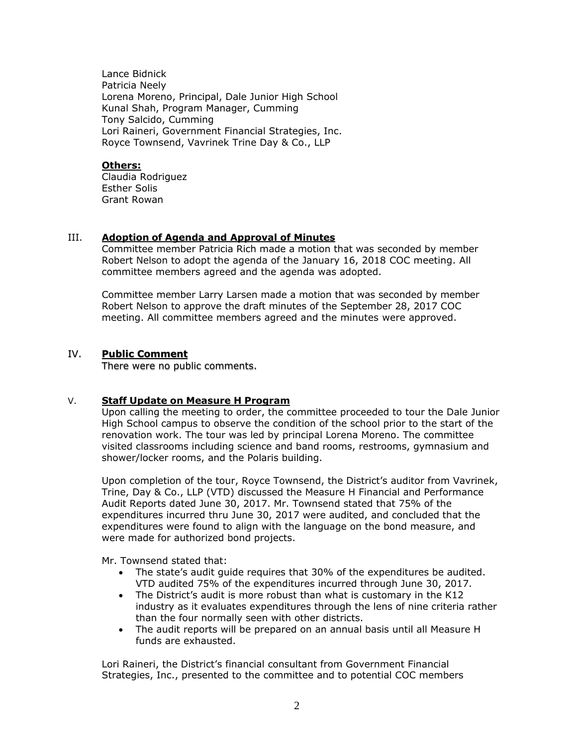Lance Bidnick
Patricia Neely
Lorena Moreno, Principal, Dale Junior High School
Kunal Shah, Program Manager, Cumming
Tony Salcido, Cumming
Lori Raineri, Government Financial Strategies, Inc.
Royce Townsend, Vavrinek Trine Day & Co., LLP

**Others:**
Claudia Rodriguez
Esther Solis
Grant Rowan

## III. Adoption of Agenda and Approval of Minutes

Committee member Patricia Rich made a motion that was seconded by member Robert Nelson to adopt the agenda of the January 16, 2018 COC meeting. All committee members agreed and the agenda was adopted.

Committee member Larry Larsen made a motion that was seconded by member Robert Nelson to approve the draft minutes of the September 28, 2017 COC meeting. All committee members agreed and the minutes were approved.

## IV. Public Comment

There were no public comments.

## V. Staff Update on Measure H Program

Upon calling the meeting to order, the committee proceeded to tour the Dale Junior High School campus to observe the condition of the school prior to the start of the renovation work. The tour was led by principal Lorena Moreno. The committee visited classrooms including science and band rooms, restrooms, gymnasium and shower/locker rooms, and the Polaris building.

Upon completion of the tour, Royce Townsend, the District's auditor from Vavrinek, Trine, Day & Co., LLP (VTD) discussed the Measure H Financial and Performance Audit Reports dated June 30, 2017. Mr. Townsend stated that 75% of the expenditures incurred thru June 30, 2017 were audited, and concluded that the expenditures were found to align with the language on the bond measure, and were made for authorized bond projects.

Mr. Townsend stated that:

- The state's audit guide requires that 30% of the expenditures be audited. VTD audited 75% of the expenditures incurred through June 30, 2017.
- The District's audit is more robust than what is customary in the K12 industry as it evaluates expenditures through the lens of nine criteria rather than the four normally seen with other districts.
- The audit reports will be prepared on an annual basis until all Measure H funds are exhausted.

Lori Raineri, the District's financial consultant from Government Financial Strategies, Inc., presented to the committee and to potential COC members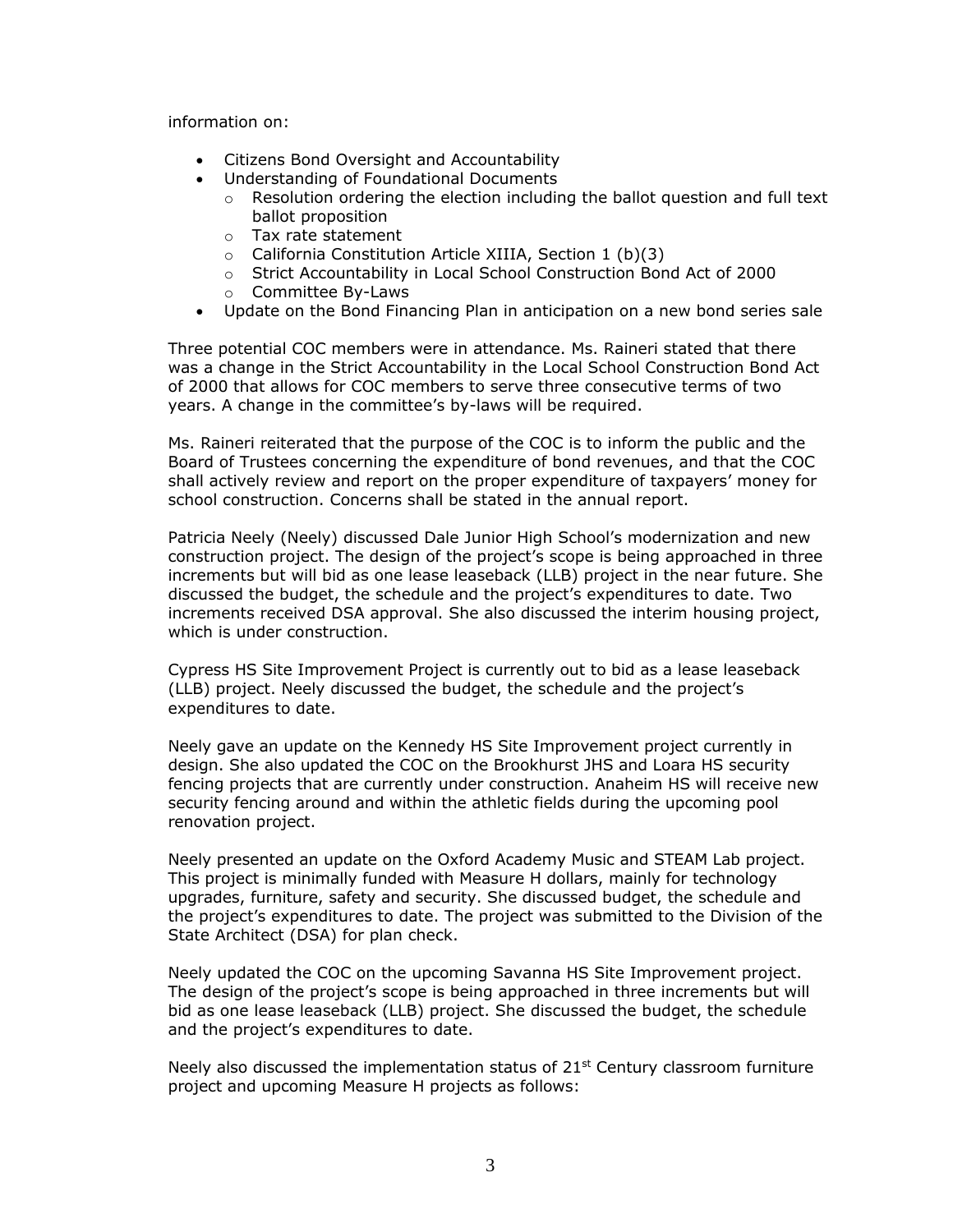information on:

- Citizens Bond Oversight and Accountability
- Understanding of Foundational Documents
  - Resolution ordering the election including the ballot question and full text ballot proposition
  - Tax rate statement
  - California Constitution Article XIIIA, Section 1 (b)(3)
  - Strict Accountability in Local School Construction Bond Act of 2000
  - Committee By-Laws
- Update on the Bond Financing Plan in anticipation on a new bond series sale

Three potential COC members were in attendance. Ms. Raineri stated that there was a change in the Strict Accountability in the Local School Construction Bond Act of 2000 that allows for COC members to serve three consecutive terms of two years. A change in the committee's by-laws will be required.

Ms. Raineri reiterated that the purpose of the COC is to inform the public and the Board of Trustees concerning the expenditure of bond revenues, and that the COC shall actively review and report on the proper expenditure of taxpayers' money for school construction. Concerns shall be stated in the annual report.

Patricia Neely (Neely) discussed Dale Junior High School's modernization and new construction project. The design of the project's scope is being approached in three increments but will bid as one lease leaseback (LLB) project in the near future. She discussed the budget, the schedule and the project's expenditures to date. Two increments received DSA approval. She also discussed the interim housing project, which is under construction.

Cypress HS Site Improvement Project is currently out to bid as a lease leaseback (LLB) project. Neely discussed the budget, the schedule and the project's expenditures to date.

Neely gave an update on the Kennedy HS Site Improvement project currently in design. She also updated the COC on the Brookhurst JHS and Loara HS security fencing projects that are currently under construction. Anaheim HS will receive new security fencing around and within the athletic fields during the upcoming pool renovation project.

Neely presented an update on the Oxford Academy Music and STEAM Lab project. This project is minimally funded with Measure H dollars, mainly for technology upgrades, furniture, safety and security. She discussed budget, the schedule and the project's expenditures to date. The project was submitted to the Division of the State Architect (DSA) for plan check.

Neely updated the COC on the upcoming Savanna HS Site Improvement project. The design of the project's scope is being approached in three increments but will bid as one lease leaseback (LLB) project. She discussed the budget, the schedule and the project's expenditures to date.

Neely also discussed the implementation status of 21st Century classroom furniture project and upcoming Measure H projects as follows: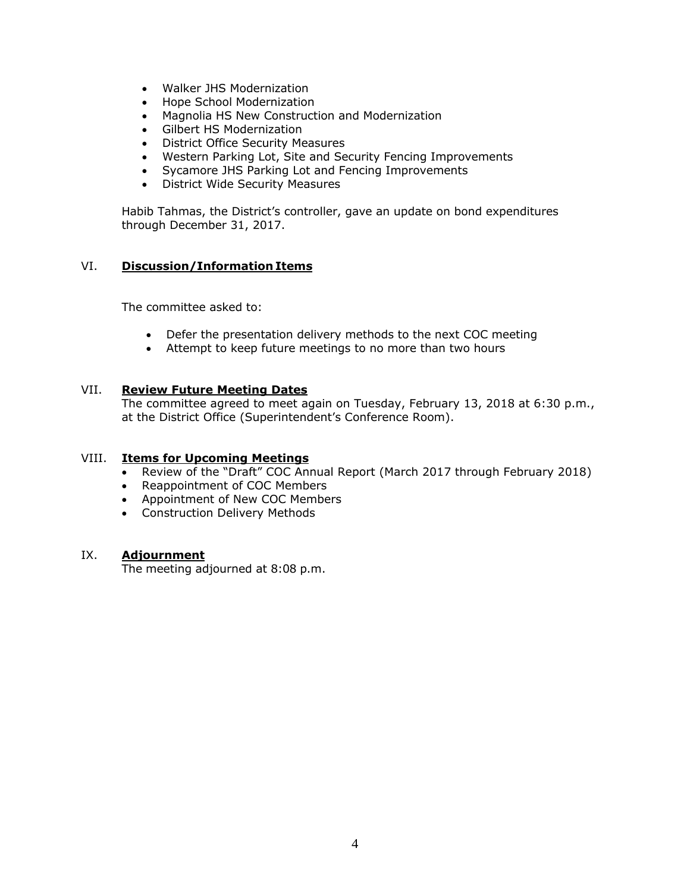- Walker JHS Modernization
- Hope School Modernization
- Magnolia HS New Construction and Modernization
- Gilbert HS Modernization
- District Office Security Measures
- Western Parking Lot, Site and Security Fencing Improvements
- Sycamore JHS Parking Lot and Fencing Improvements
- District Wide Security Measures

Habib Tahmas, the District's controller, gave an update on bond expenditures through December 31, 2017.

VI. **Discussion/Information Items**

The committee asked to:

- Defer the presentation delivery methods to the next COC meeting
- Attempt to keep future meetings to no more than two hours

VII. **Review Future Meeting Dates**

The committee agreed to meet again on Tuesday, February 13, 2018 at 6:30 p.m., at the District Office (Superintendent's Conference Room).

VIII. **Items for Upcoming Meetings**

- Review of the "Draft" COC Annual Report (March 2017 through February 2018)
- Reappointment of COC Members
- Appointment of New COC Members
- Construction Delivery Methods

IX. **Adjournment**

The meeting adjourned at 8:08 p.m.